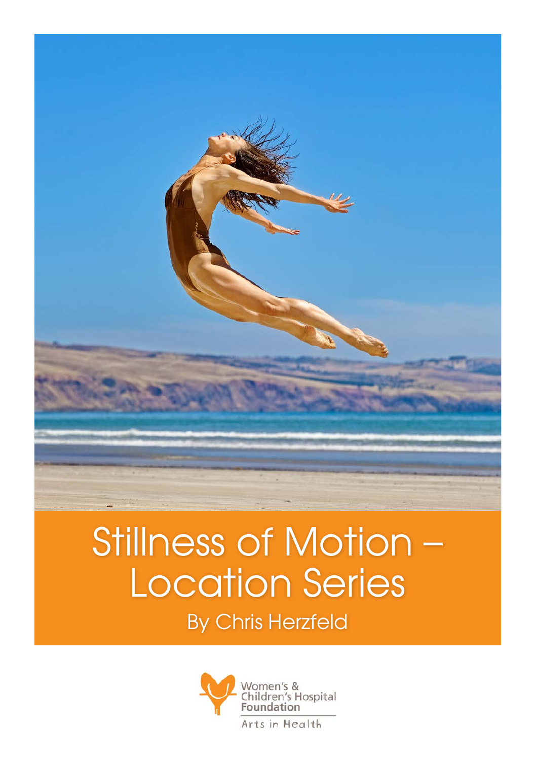# Stillness of Motion – Location Series

By Chris Herzfeld

Women's & Children's Hospital Foundation

Arts in Health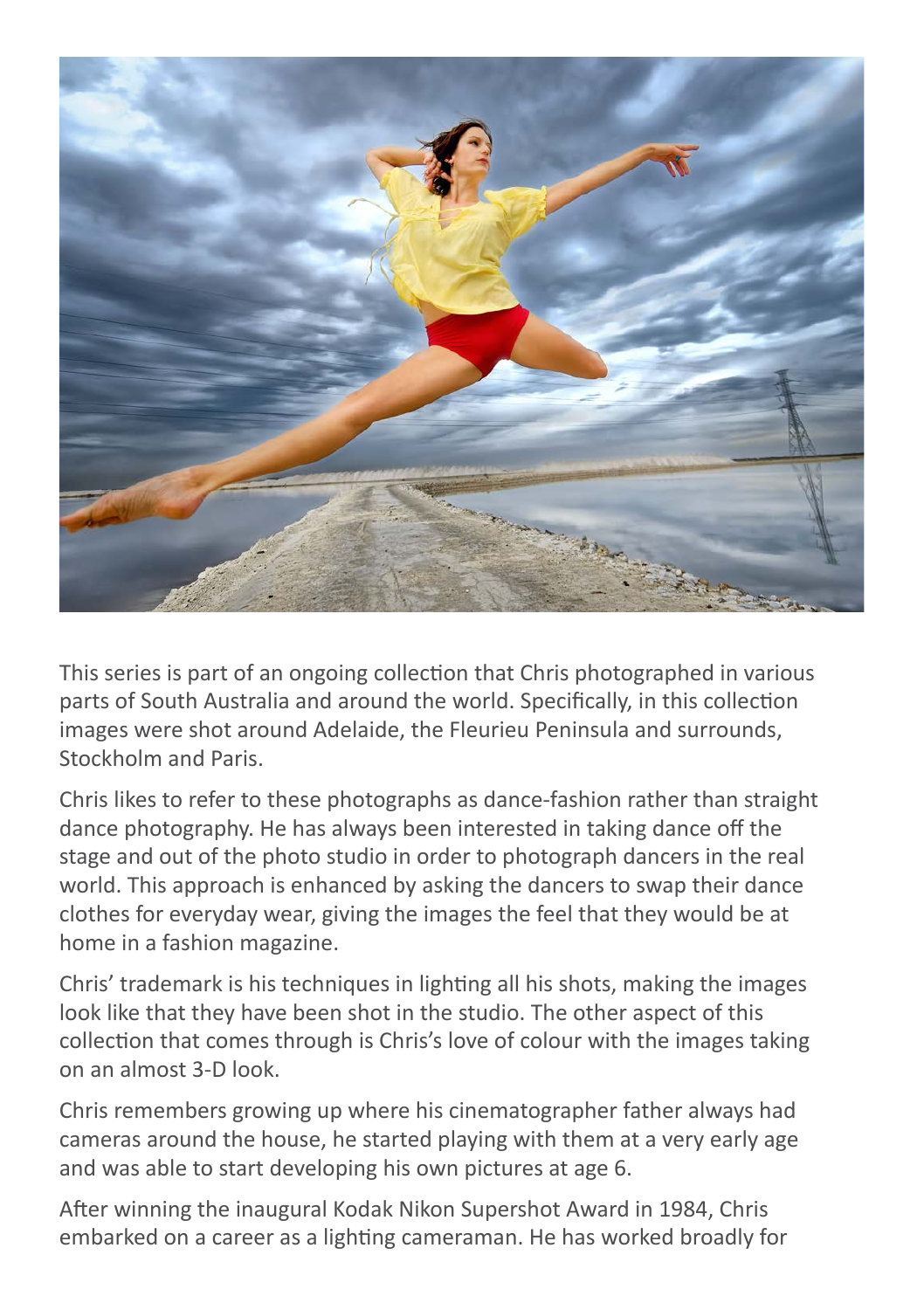This series is part of an ongoing collection that Chris photographed in various parts of South Australia and around the world. Specifically, in this collection images were shot around Adelaide, the Fleurieu Peninsula and surrounds, Stockholm and Paris.

Chris likes to refer to these photographs as dance-fashion rather than straight dance photography. He has always been interested in taking dance off the stage and out of the photo studio in order to photograph dancers in the real world. This approach is enhanced by asking the dancers to swap their dance clothes for everyday wear, giving the images the feel that they would be at home in a fashion magazine.

Chris' trademark is his techniques in lighting all his shots, making the images look like that they have been shot in the studio. The other aspect of this collection that comes through is Chris's love of colour with the images taking on an almost 3-D look.

Chris remembers growing up where his cinematographer father always had cameras around the house, he started playing with them at a very early age and was able to start developing his own pictures at age 6.

After winning the inaugural Kodak Nikon Supershot Award in 1984, Chris embarked on a career as a lighting cameraman. He has worked broadly for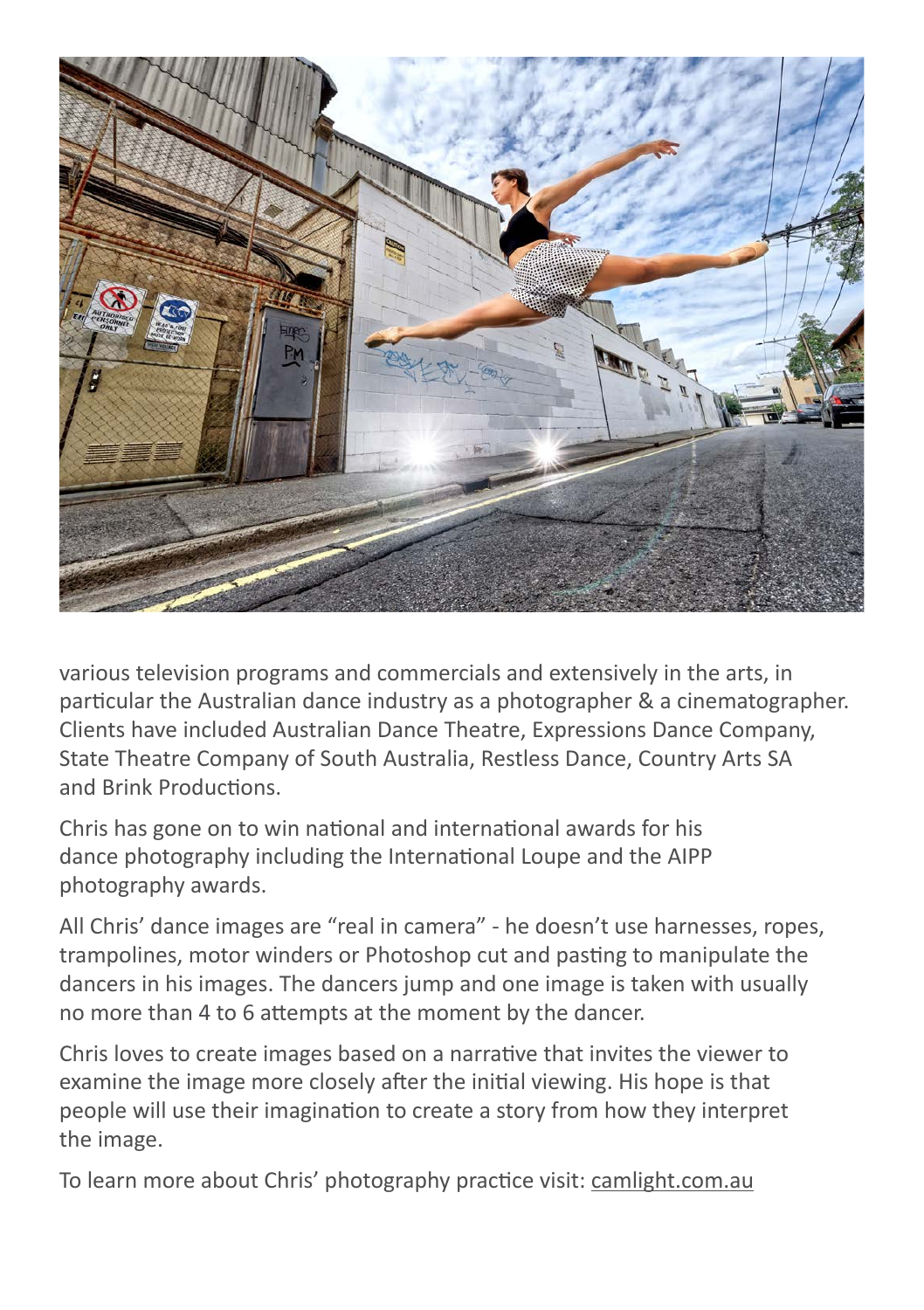various television programs and commercials and extensively in the arts, in particular the Australian dance industry as a photographer & a cinematographer. Clients have included Australian Dance Theatre, Expressions Dance Company, State Theatre Company of South Australia, Restless Dance, Country Arts SA and Brink Productions.

Chris has gone on to win national and international awards for his dance photography including the International Loupe and the AIPP photography awards.

All Chris' dance images are "real in camera" - he doesn't use harnesses, ropes, trampolines, motor winders or Photoshop cut and pasting to manipulate the dancers in his images. The dancers jump and one image is taken with usually no more than 4 to 6 attempts at the moment by the dancer.

Chris loves to create images based on a narrative that invites the viewer to examine the image more closely after the initial viewing. His hope is that people will use their imagination to create a story from how they interpret the image.

To learn more about Chris' photography practice visit: camlight.com.au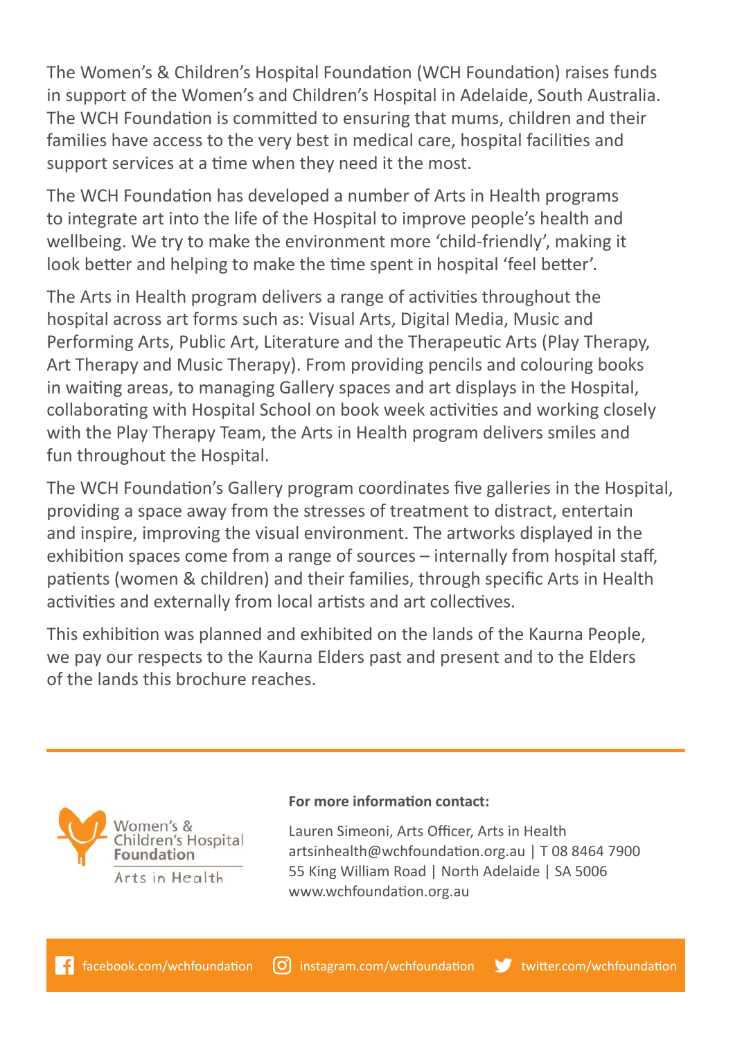The Women's & Children's Hospital Foundation (WCH Foundation) raises funds in support of the Women's and Children's Hospital in Adelaide, South Australia. The WCH Foundation is committed to ensuring that mums, children and their families have access to the very best in medical care, hospital facilities and support services at a time when they need it the most.

The WCH Foundation has developed a number of Arts in Health programs to integrate art into the life of the Hospital to improve people's health and wellbeing. We try to make the environment more 'child-friendly', making it look better and helping to make the time spent in hospital 'feel better'.

The Arts in Health program delivers a range of activities throughout the hospital across art forms such as: Visual Arts, Digital Media, Music and Performing Arts, Public Art, Literature and the Therapeutic Arts (Play Therapy, Art Therapy and Music Therapy). From providing pencils and colouring books in waiting areas, to managing Gallery spaces and art displays in the Hospital, collaborating with Hospital School on book week activities and working closely with the Play Therapy Team, the Arts in Health program delivers smiles and fun throughout the Hospital.

The WCH Foundation's Gallery program coordinates five galleries in the Hospital, providing a space away from the stresses of treatment to distract, entertain and inspire, improving the visual environment. The artworks displayed in the exhibition spaces come from a range of sources – internally from hospital staff, patients (women & children) and their families, through specific Arts in Health activities and externally from local artists and art collectives.

This exhibition was planned and exhibited on the lands of the Kaurna People, we pay our respects to the Kaurna Elders past and present and to the Elders of the lands this brochure reaches.

---

Women's & Children's Hospital **Foundation**
Arts in Health

**For more information contact:**

Lauren Simeoni, Arts Officer, Arts in Health
artsinhealth@wchfoundation.org.au | T 08 8464 7900
55 King William Road | North Adelaide | SA 5006
www.wchfoundation.org.au

facebook.com/wchfoundation | instagram.com/wchfoundation | twitter.com/wchfoundation